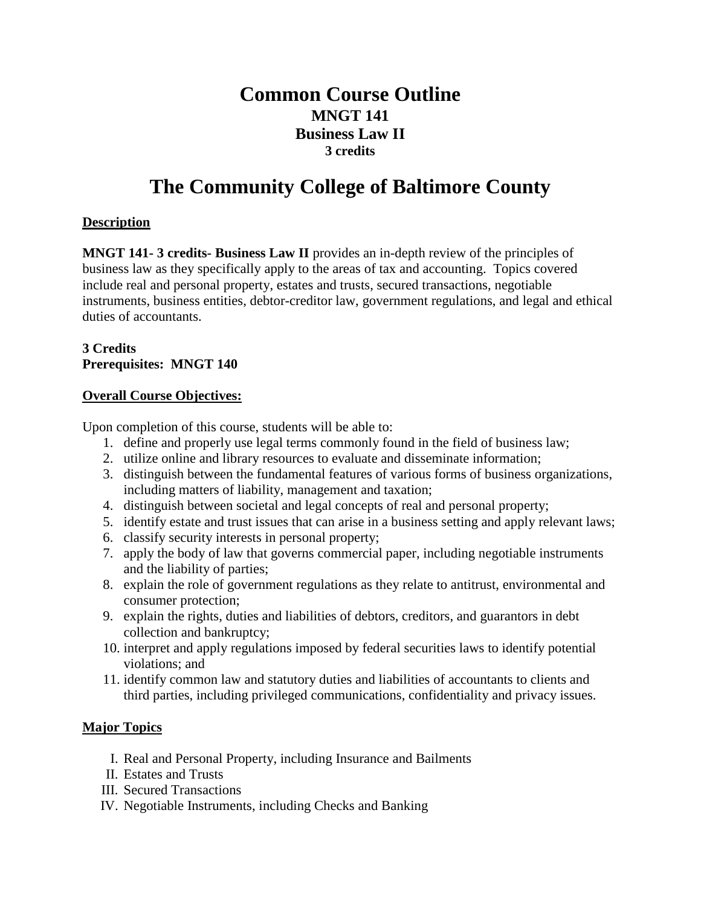# Common Course Outline

## MNGT 141

## Business Law II

### 3 credits

# The Community College of Baltimore County

**Description**

**MNGT 141- 3 credits- Business Law II** provides an in-depth review of the principles of business law as they specifically apply to the areas of tax and accounting. Topics covered include real and personal property, estates and trusts, secured transactions, negotiable instruments, business entities, debtor-creditor law, government regulations, and legal and ethical duties of accountants.

**3 Credits**
**Prerequisites: MNGT 140**

**Overall Course Objectives:**

Upon completion of this course, students will be able to:

1. define and properly use legal terms commonly found in the field of business law;
2. utilize online and library resources to evaluate and disseminate information;
3. distinguish between the fundamental features of various forms of business organizations, including matters of liability, management and taxation;
4. distinguish between societal and legal concepts of real and personal property;
5. identify estate and trust issues that can arise in a business setting and apply relevant laws;
6. classify security interests in personal property;
7. apply the body of law that governs commercial paper, including negotiable instruments and the liability of parties;
8. explain the role of government regulations as they relate to antitrust, environmental and consumer protection;
9. explain the rights, duties and liabilities of debtors, creditors, and guarantors in debt collection and bankruptcy;
10. interpret and apply regulations imposed by federal securities laws to identify potential violations; and
11. identify common law and statutory duties and liabilities of accountants to clients and third parties, including privileged communications, confidentiality and privacy issues.

**Major Topics**

I. Real and Personal Property, including Insurance and Bailments
II. Estates and Trusts
III. Secured Transactions
IV. Negotiable Instruments, including Checks and Banking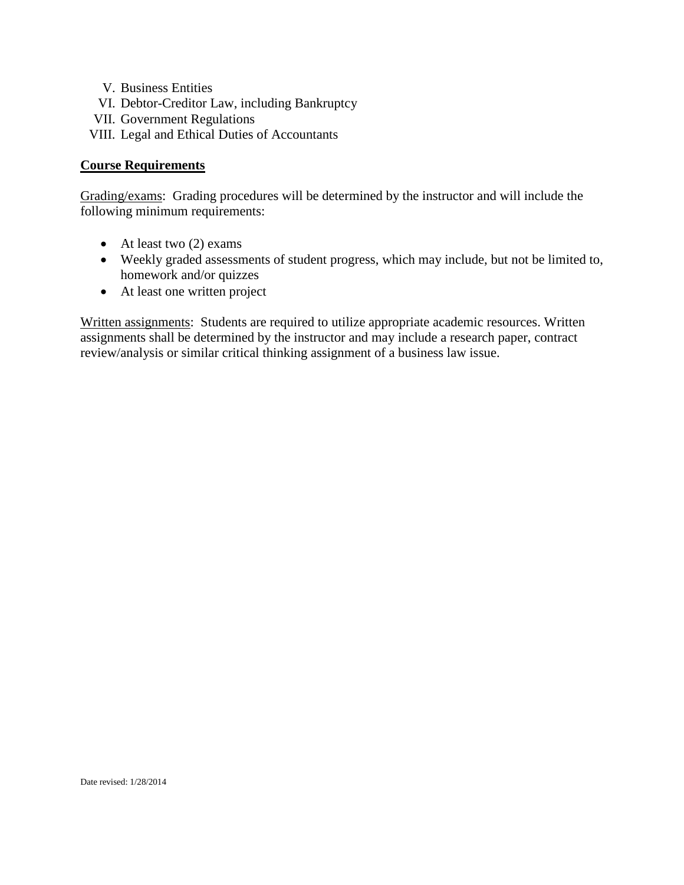V. Business Entities
VI. Debtor-Creditor Law, including Bankruptcy
VII. Government Regulations
VIII. Legal and Ethical Duties of Accountants

## Course Requirements

Grading/exams: Grading procedures will be determined by the instructor and will include the following minimum requirements:

- At least two (2) exams
- Weekly graded assessments of student progress, which may include, but not be limited to, homework and/or quizzes
- At least one written project

Written assignments: Students are required to utilize appropriate academic resources. Written assignments shall be determined by the instructor and may include a research paper, contract review/analysis or similar critical thinking assignment of a business law issue.

Date revised: 1/28/2014